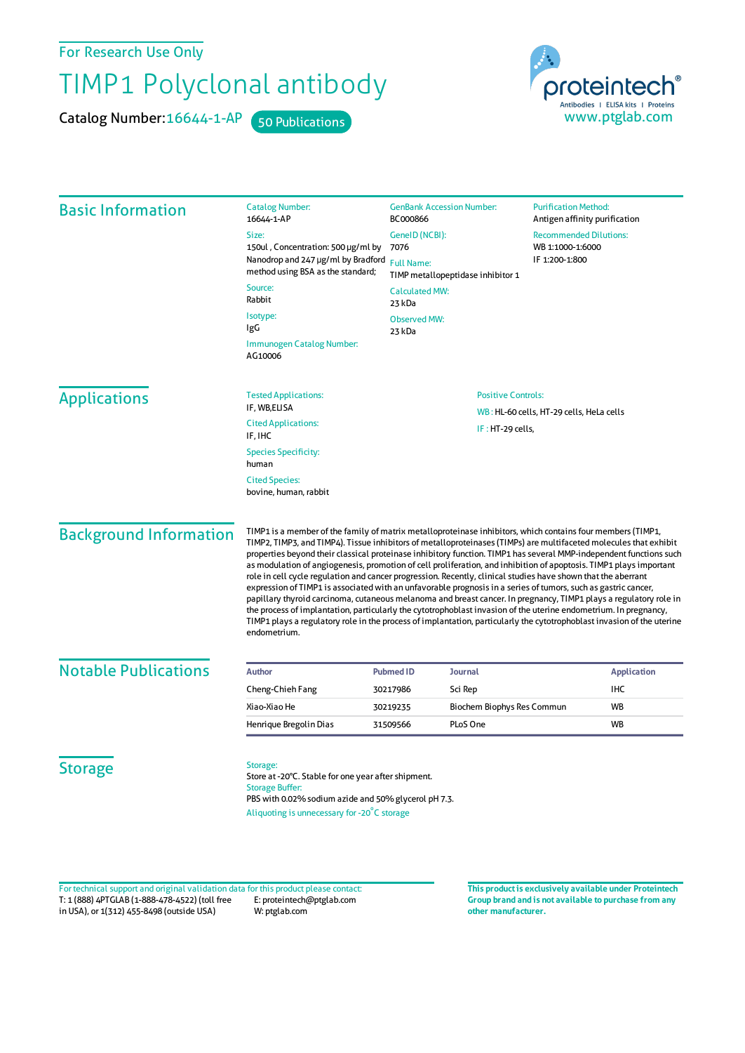For Research Use Only

# TIMP1 Polyclonal antibody

**Catalog Number:** 16644-1-AP    50 Publications

proteintech® Antibodies | ELISA kits | Proteins
www.ptglab.com

## Basic Information

**Catalog Number:**
16644-1-AP

**Size:**
150ul , Concentration: 500 μg/ml by Nanodrop and 247 μg/ml by Bradford method using BSA as the standard;

**Source:**
Rabbit

**Isotype:**
IgG

**Immunogen Catalog Number:**
AG10006

**GenBank Accession Number:**
BC000866

**GeneID (NCBI):**
7076

**Full Name:**
TIMP metallopeptidase inhibitor 1

**Calculated MW:**
23 kDa

**Observed MW:**
23 kDa

**Purification Method:**
Antigen affinity purification

**Recommended Dilutions:**
WB 1:1000-1:6000
IF 1:200-1:800

## Applications

**Tested Applications:**
IF, WB,ELISA

**Cited Applications:**
IF, IHC

**Species Specificity:**
human

**Cited Species:**
bovine, human, rabbit

**Positive Controls:**

WB : HL-60 cells, HT-29 cells, HeLa cells

IF : HT-29 cells,

## Background Information

TIMP1 is a member of the family of matrix metalloproteinase inhibitors, which contains four members (TIMP1, TIMP2, TIMP3, and TIMP4). Tissue inhibitors of metalloproteinases (TIMPs) are multifaceted molecules that exhibit properties beyond their classical proteinase inhibitory function. TIMP1 has several MMP-independent functions such as modulation of angiogenesis, promotion of cell proliferation, and inhibition of apoptosis. TIMP1 plays important role in cell cycle regulation and cancer progression. Recently, clinical studies have shown that the aberrant expression of TIMP1 is associated with an unfavorable prognosis in a series of tumors, such as gastric cancer, papillary thyroid carcinoma, cutaneous melanoma and breast cancer. In pregnancy, TIMP1 plays a regulatory role in the process of implantation, particularly the cytotrophoblast invasion of the uterine endometrium. In pregnancy, TIMP1 plays a regulatory role in the process of implantation, particularly the cytotrophoblast invasion of the uterine endometrium.

## Notable Publications

| Author | Pubmed ID | Journal | Application |
|---|---|---|---|
| Cheng-Chieh Fang | 30217986 | Sci Rep | IHC |
| Xiao-Xiao He | 30219235 | Biochem Biophys Res Commun | WB |
| Henrique Bregolin Dias | 31509566 | PLoS One | WB |

## Storage

**Storage:**
Store at -20°C. Stable for one year after shipment.

**Storage Buffer:**
PBS with 0.02% sodium azide and 50% glycerol pH 7.3.

Aliquoting is unnecessary for -20°C storage

For technical support and original validation data for this product please contact:
T: 1 (888) 4PTGLAB (1-888-478-4522) (toll free in USA), or 1(312) 455-8498 (outside USA)
E: proteintech@ptglab.com
W: ptglab.com

**This product is exclusively available under Proteintech Group brand and is not available to purchase from any other manufacturer.**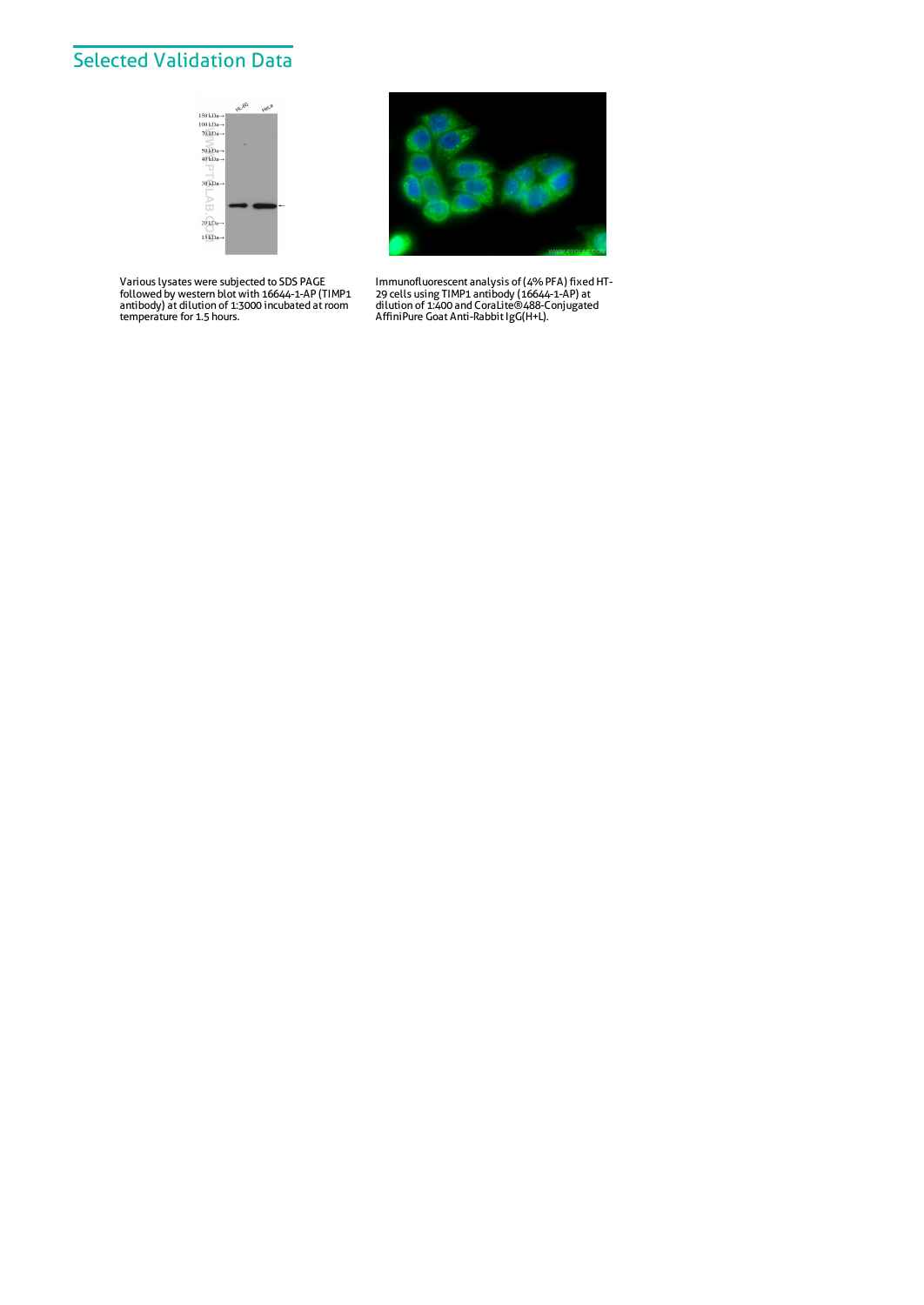## Selected Validation Data

Various lysates were subjected to SDS PAGE followed by western blot with 16644-1-AP (TIMP1 antibody) at dilution of 1:3000 incubated at room temperature for 1.5 hours.

Immunofluorescent analysis of (4% PFA) fixed HT-29 cells using TIMP1 antibody (16644-1-AP) at dilution of 1:400 and CoraLite®488-Conjugated AffiniPure Goat Anti-Rabbit IgG(H+L).